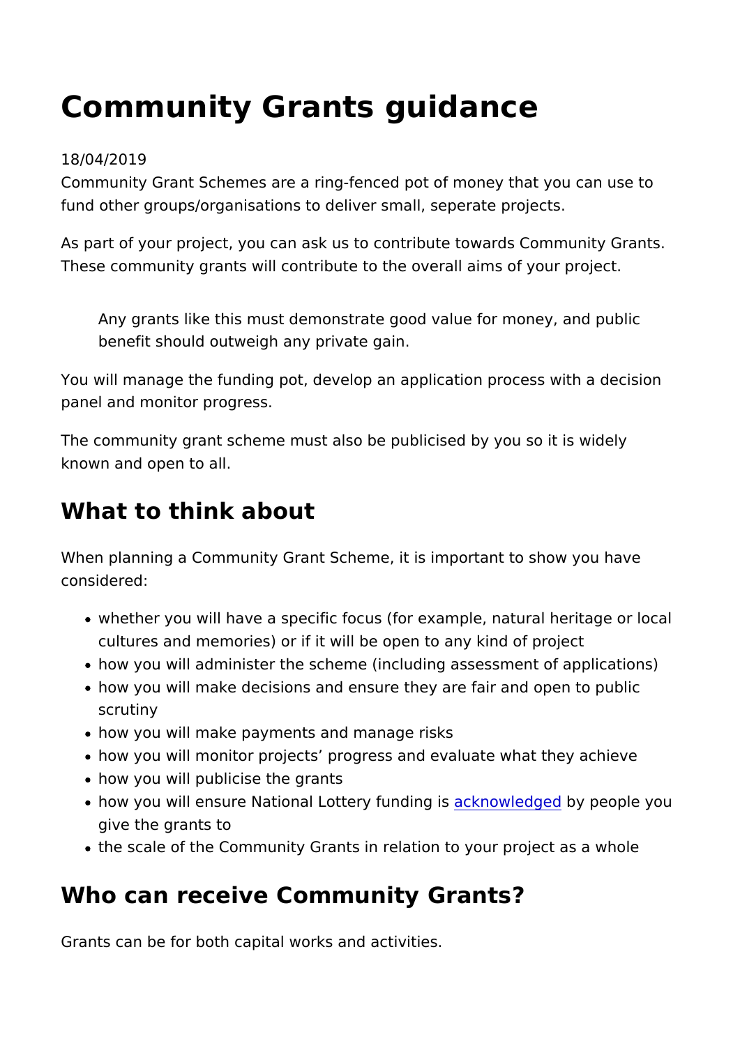# Community Grants guidance

18/04/2019

Community Grant Schemes are a ring-fenced pot of money that you can use to fund other groups/organisations to deliver small, seperate projects.

As part of your project, you can ask us to contribute towards Community Grants. These community grants will contribute to the overall aims of your project.

> Any grants like this must demonstrate good value for money, and public benefit should outweigh any private gain.

You will manage the funding pot, develop an application process with a decision panel and monitor progress.

The community grant scheme must also be publicised by you so it is widely known and open to all.

## What to think about

When planning a Community Grant Scheme, it is important to show you have considered:

- whether you will have a specific focus (for example, natural heritage or local cultures and memories) or if it will be open to any kind of project
- how you will administer the scheme (including assessment of applications)
- how you will make decisions and ensure they are fair and open to public scrutiny
- how you will make payments and manage risks
- how you will monitor projects' progress and evaluate what they achieve
- how you will publicise the grants
- how you will ensure National Lottery funding is acknowledged by people you give the grants to
- the scale of the Community Grants in relation to your project as a whole

## Who can receive Community Grants?

Grants can be for both capital works and activities.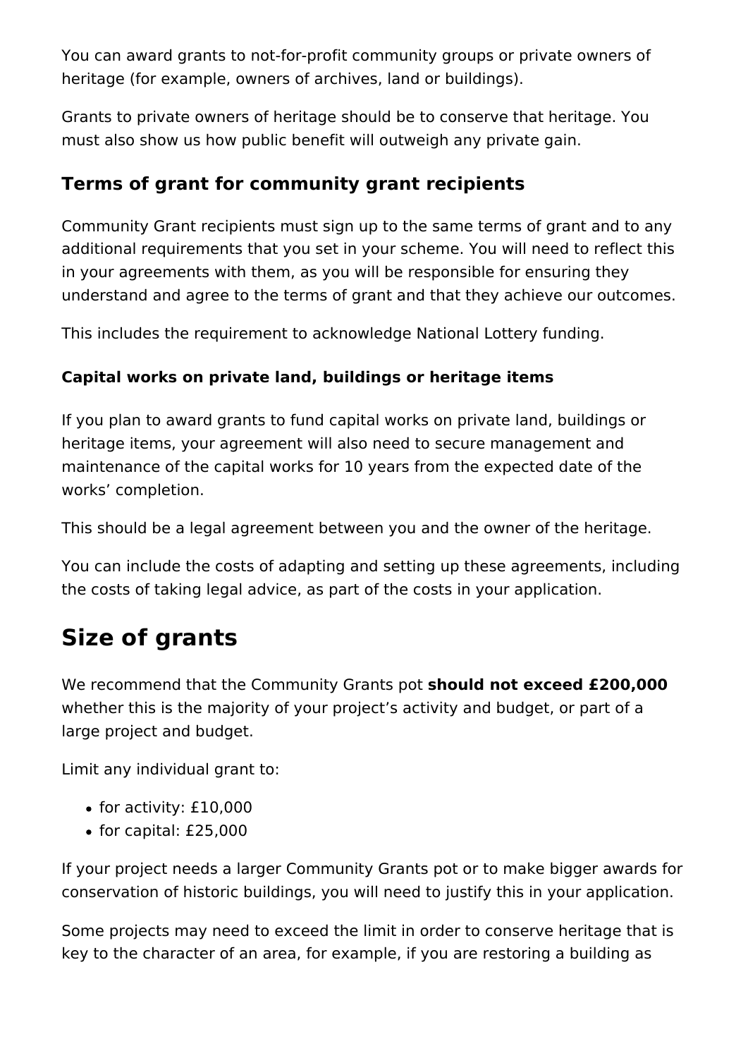You can award grants to not-for-profit community groups or private owners of heritage (for example, owners of archives, land or buildings).

Grants to private owners of heritage should be to conserve that heritage. You must also show us how public benefit will outweigh any private gain.

### Terms of grant for community grant recipients

Community Grant recipients must sign up to the same terms of grant and to any additional requirements that you set in your scheme. You will need to reflect this in your agreements with them, as you will be responsible for ensuring they understand and agree to the terms of grant and that they achieve our outcomes.

This includes the requirement to acknowledge National Lottery funding.

#### Capital works on private land, buildings or heritage items

If you plan to award grants to fund capital works on private land, buildings or heritage items, your agreement will also need to secure management and maintenance of the capital works for 10 years from the expected date of the works' completion.

This should be a legal agreement between you and the owner of the heritage.

You can include the costs of adapting and setting up these agreements, including the costs of taking legal advice, as part of the costs in your application.

## Size of grants

We recommend that the Community Grants pot **should not exceed £200,000** whether this is the majority of your project's activity and budget, or part of a large project and budget.

Limit any individual grant to:

- for activity: £10,000
- for capital: £25,000

If your project needs a larger Community Grants pot or to make bigger awards for conservation of historic buildings, you will need to justify this in your application.

Some projects may need to exceed the limit in order to conserve heritage that is key to the character of an area, for example, if you are restoring a building as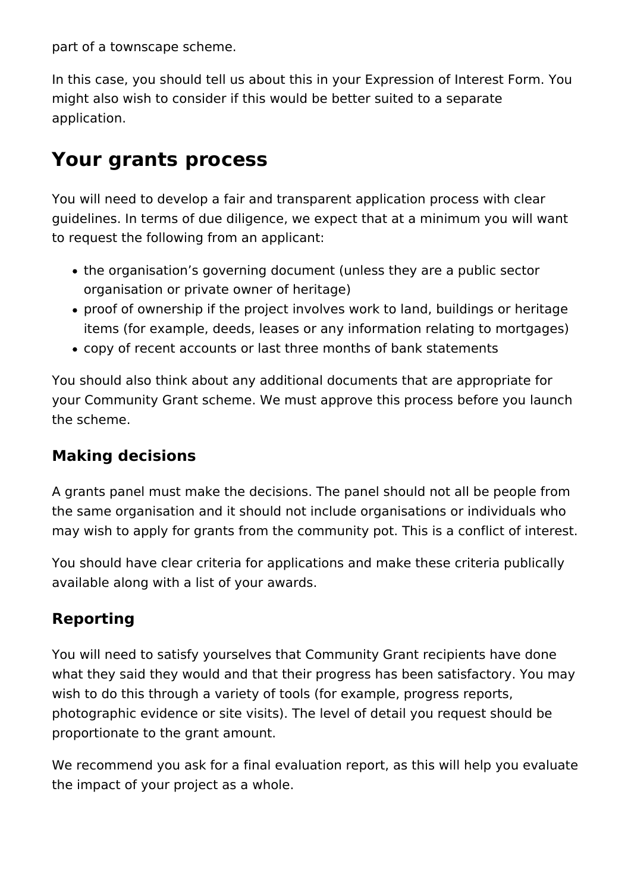part of a townscape scheme.

In this case, you should tell us about this in your Expression of Interest Form. You might also wish to consider if this would be better suited to a separate application.

## Your grants process

You will need to develop a fair and transparent application process with clear guidelines. In terms of due diligence, we expect that at a minimum you will want to request the following from an applicant:

- the organisation's governing document (unless they are a public sector organisation or private owner of heritage)
- proof of ownership if the project involves work to land, buildings or heritage items (for example, deeds, leases or any information relating to mortgages)
- copy of recent accounts or last three months of bank statements

You should also think about any additional documents that are appropriate for your Community Grant scheme. We must approve this process before you launch the scheme.

### Making decisions

A grants panel must make the decisions. The panel should not all be people from the same organisation and it should not include organisations or individuals who may wish to apply for grants from the community pot. This is a conflict of interest.

You should have clear criteria for applications and make these criteria publically available along with a list of your awards.

### Reporting

You will need to satisfy yourselves that Community Grant recipients have done what they said they would and that their progress has been satisfactory. You may wish to do this through a variety of tools (for example, progress reports, photographic evidence or site visits). The level of detail you request should be proportionate to the grant amount.

We recommend you ask for a final evaluation report, as this will help you evaluate the impact of your project as a whole.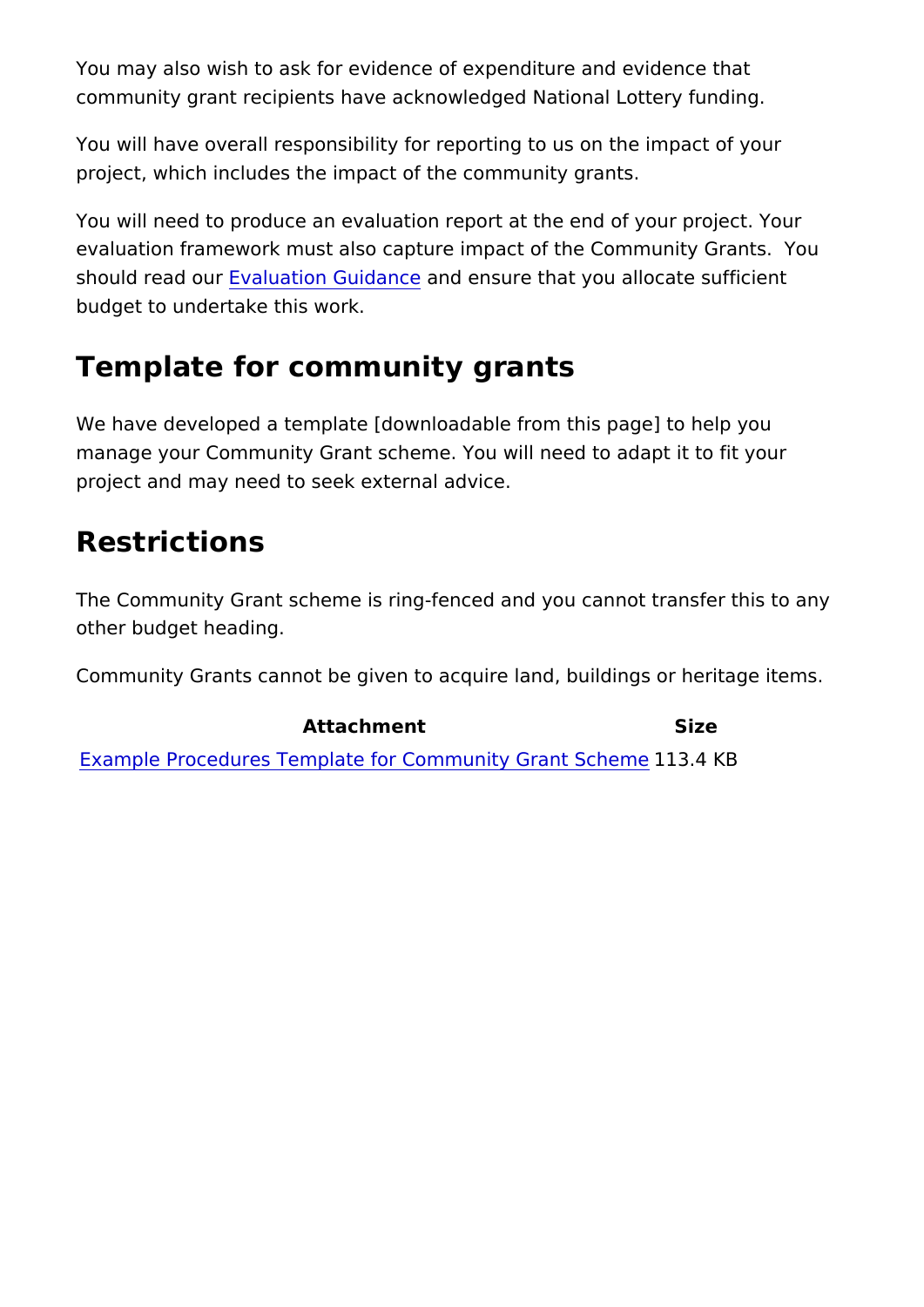You may also wish to ask for evidence of expenditure and evidence that community grant recipients have acknowledged National Lottery funding.

You will have overall responsibility for reporting to us on the impact of your project, which includes the impact of the community grants.

You will need to produce an evaluation report at the end of your project. Your evaluation framework must also capture impact of the Community Grants. You should read our Evaluation Guidance and ensure that you allocate sufficient budget to undertake this work.

## Template for community grants

We have developed a template [downloadable from this page] to help you manage your Community Grant scheme. You will need to adapt it to fit your project and may need to seek external advice.

## Restrictions

The Community Grant scheme is ring-fenced and you cannot transfer this to any other budget heading.

Community Grants cannot be given to acquire land, buildings or heritage items.

| Attachment | Size |
| --- | --- |
| Example Procedures Template for Community Grant Scheme | 113.4 KB |